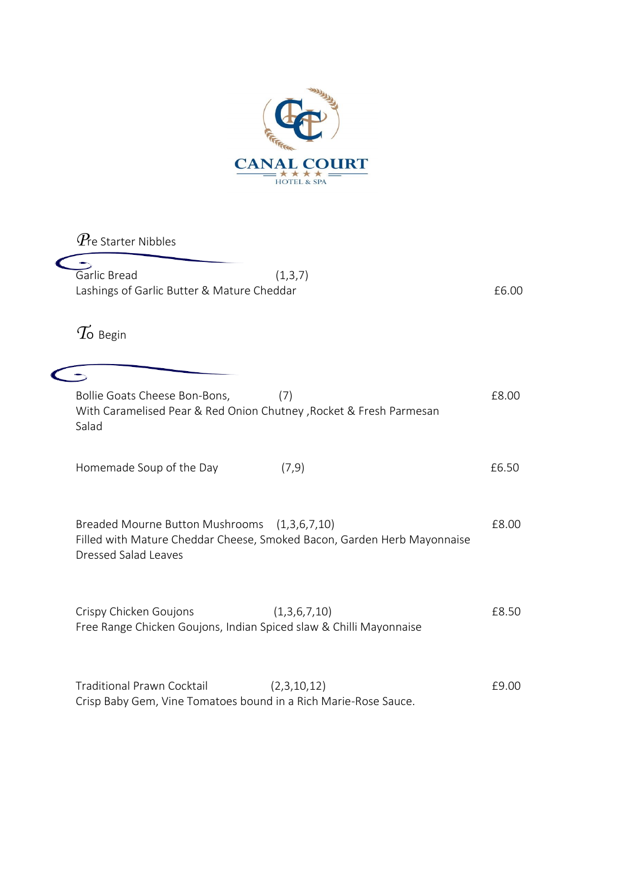# CANAL COURT

HOTEL & SPA

## Pre Starter Nibbles

Garlic Bread (1,3,7)
Lashings of Garlic Butter & Mature Cheddar £6.00

## To Begin

Bollie Goats Cheese Bon-Bons, (7) £8.00
With Caramelised Pear & Red Onion Chutney ,Rocket & Fresh Parmesan Salad

Homemade Soup of the Day (7,9) £6.50

Breaded Mourne Button Mushrooms (1,3,6,7,10) £8.00
Filled with Mature Cheddar Cheese, Smoked Bacon, Garden Herb Mayonnaise Dressed Salad Leaves

Crispy Chicken Goujons (1,3,6,7,10) £8.50
Free Range Chicken Goujons, Indian Spiced slaw & Chilli Mayonnaise

Traditional Prawn Cocktail (2,3,10,12) £9.00
Crisp Baby Gem, Vine Tomatoes bound in a Rich Marie-Rose Sauce.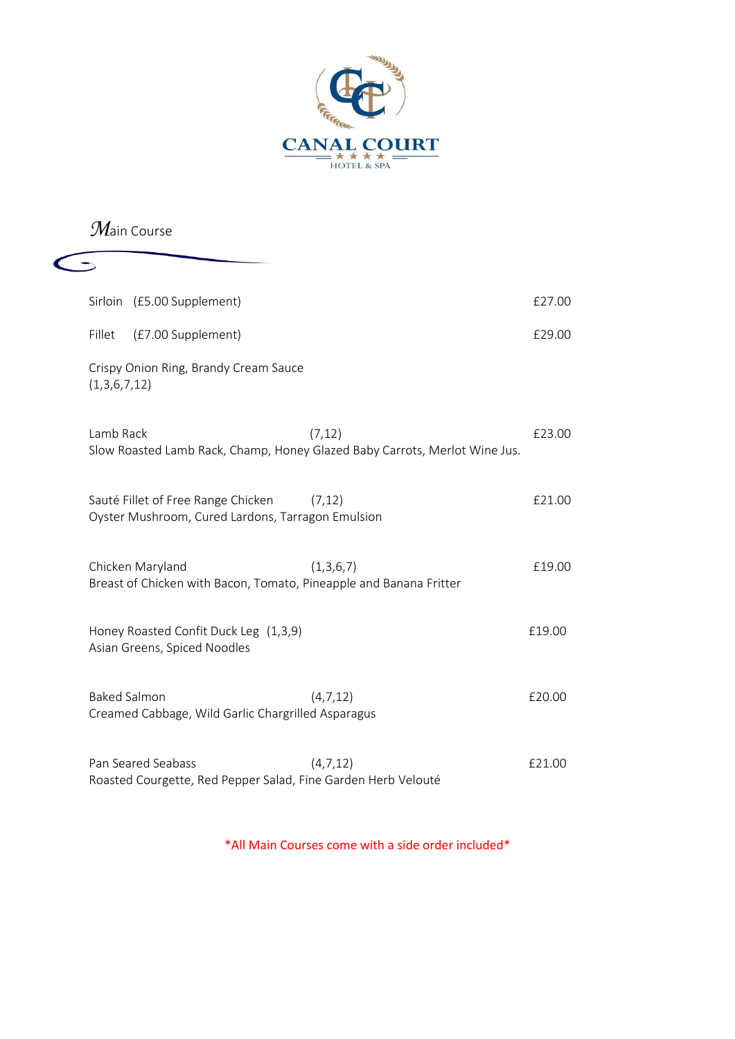CANAL COURT

HOTEL & SPA

## Main Course

Sirloin (£5.00 Supplement) £27.00

Fillet (£7.00 Supplement) £29.00

Crispy Onion Ring, Brandy Cream Sauce
(1,3,6,7,12)

Lamb Rack (7,12) £23.00
Slow Roasted Lamb Rack, Champ, Honey Glazed Baby Carrots, Merlot Wine Jus.

Sauté Fillet of Free Range Chicken (7,12) £21.00
Oyster Mushroom, Cured Lardons, Tarragon Emulsion

Chicken Maryland (1,3,6,7) £19.00
Breast of Chicken with Bacon, Tomato, Pineapple and Banana Fritter

Honey Roasted Confit Duck Leg (1,3,9) £19.00
Asian Greens, Spiced Noodles

Baked Salmon (4,7,12) £20.00
Creamed Cabbage, Wild Garlic Chargrilled Asparagus

Pan Seared Seabass (4,7,12) £21.00
Roasted Courgette, Red Pepper Salad, Fine Garden Herb Velouté

*All Main Courses come with a side order included*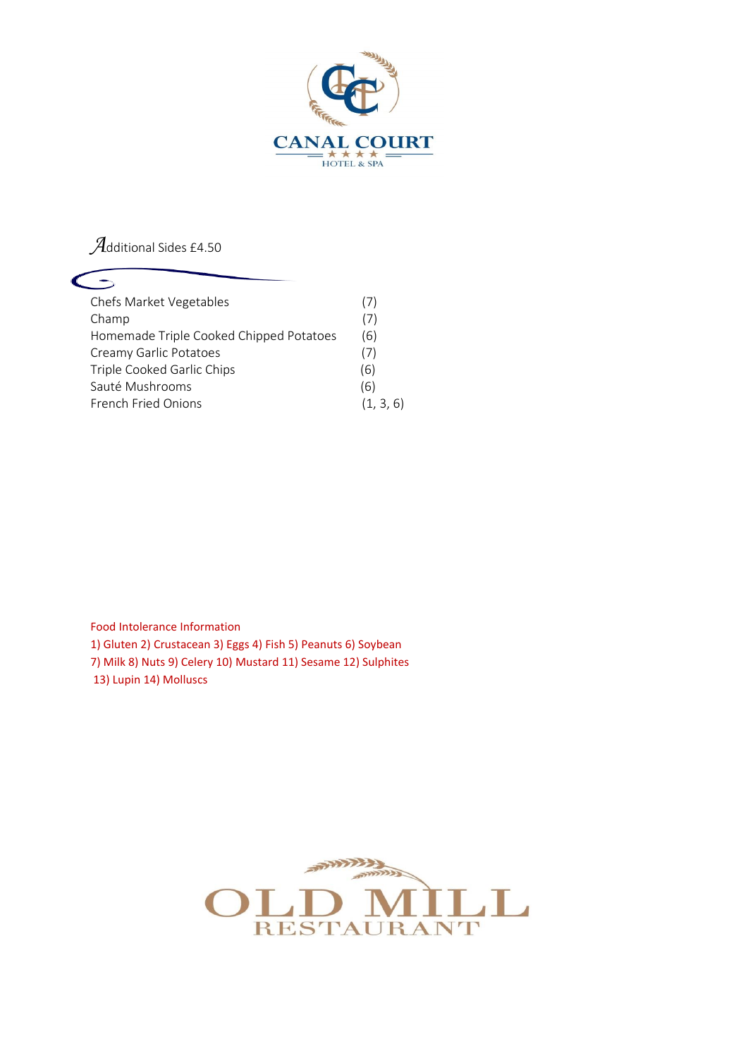CANAL COURT

HOTEL & SPA

## Additional Sides £4.50

| | |
|---|---|
| Chefs Market Vegetables | (7) |
| Champ | (7) |
| Homemade Triple Cooked Chipped Potatoes | (6) |
| Creamy Garlic Potatoes | (7) |
| Triple Cooked Garlic Chips | (6) |
| Sauté Mushrooms | (6) |
| French Fried Onions | (1, 3, 6) |

Food Intolerance Information

1) Gluten 2) Crustacean 3) Eggs 4) Fish 5) Peanuts 6) Soybean
7) Milk 8) Nuts 9) Celery 10) Mustard 11) Sesame 12) Sulphites
13) Lupin 14) Molluscs

OLD MILL
RESTAURANT